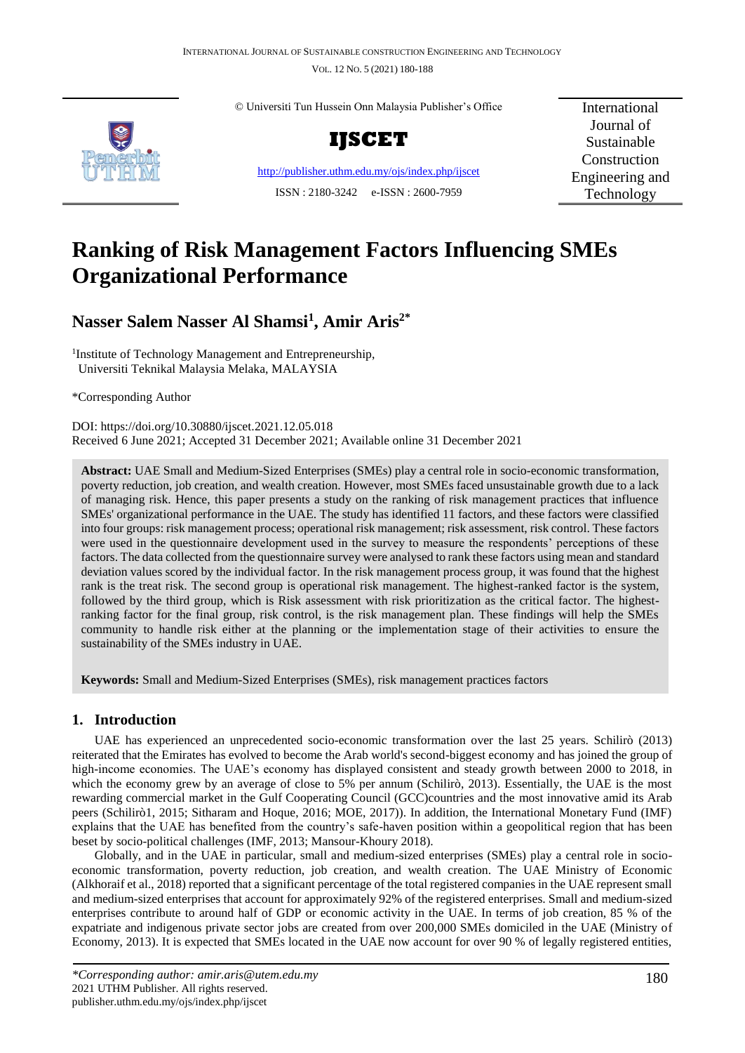© Universiti Tun Hussein Onn Malaysia Publisher's Office

**IJSCET**

http://publisher.uthm.edu.my/ojs/index.php/ijscet

ISSN : 2180-3242 e-ISSN : 2600-7959

International Journal of Sustainable Construction Engineering and Technology

# Ranking of Risk Management Factors Influencing SMEs Organizational Performance

## Nasser Salem Nasser Al Shamsi[1], Amir Aris[2*]

[1]Institute of Technology Management and Entrepreneurship, Universiti Teknikal Malaysia Melaka, MALAYSIA

*Corresponding Author

DOI: https://doi.org/10.30880/ijscet.2021.12.05.018
Received 6 June 2021; Accepted 31 December 2021; Available online 31 December 2021

**Abstract:** UAE Small and Medium-Sized Enterprises (SMEs) play a central role in socio-economic transformation, poverty reduction, job creation, and wealth creation. However, most SMEs faced unsustainable growth due to a lack of managing risk. Hence, this paper presents a study on the ranking of risk management practices that influence SMEs' organizational performance in the UAE. The study has identified 11 factors, and these factors were classified into four groups: risk management process; operational risk management; risk assessment, risk control. These factors were used in the questionnaire development used in the survey to measure the respondents' perceptions of these factors. The data collected from the questionnaire survey were analysed to rank these factors using mean and standard deviation values scored by the individual factor. In the risk management process group, it was found that the highest rank is the treat risk. The second group is operational risk management. The highest-ranked factor is the system, followed by the third group, which is Risk assessment with risk prioritization as the critical factor. The highest-ranking factor for the final group, risk control, is the risk management plan. These findings will help the SMEs community to handle risk either at the planning or the implementation stage of their activities to ensure the sustainability of the SMEs industry in UAE.

**Keywords:** Small and Medium-Sized Enterprises (SMEs), risk management practices factors

## 1. Introduction

UAE has experienced an unprecedented socio-economic transformation over the last 25 years. Schilirò (2013) reiterated that the Emirates has evolved to become the Arab world's second-biggest economy and has joined the group of high-income economies. The UAE's economy has displayed consistent and steady growth between 2000 to 2018, in which the economy grew by an average of close to 5% per annum (Schilirò, 2013). Essentially, the UAE is the most rewarding commercial market in the Gulf Cooperating Council (GCC)countries and the most innovative amid its Arab peers (Schilirò1, 2015; Sitharam and Hoque, 2016; MOE, 2017)). In addition, the International Monetary Fund (IMF) explains that the UAE has benefited from the country's safe-haven position within a geopolitical region that has been beset by socio-political challenges (IMF, 2013; Mansour-Khoury 2018).

Globally, and in the UAE in particular, small and medium-sized enterprises (SMEs) play a central role in socio-economic transformation, poverty reduction, job creation, and wealth creation. The UAE Ministry of Economic (Alkhoraif et al., 2018) reported that a significant percentage of the total registered companies in the UAE represent small and medium-sized enterprises that account for approximately 92% of the registered enterprises. Small and medium-sized enterprises contribute to around half of GDP or economic activity in the UAE. In terms of job creation, 85 % of the expatriate and indigenous private sector jobs are created from over 200,000 SMEs domiciled in the UAE (Ministry of Economy, 2013). It is expected that SMEs located in the UAE now account for over 90 % of legally registered entities,

*Corresponding author: amir.aris@utem.edu.my*
2021 UTHM Publisher. All rights reserved.
publisher.uthm.edu.my/ojs/index.php/ijscet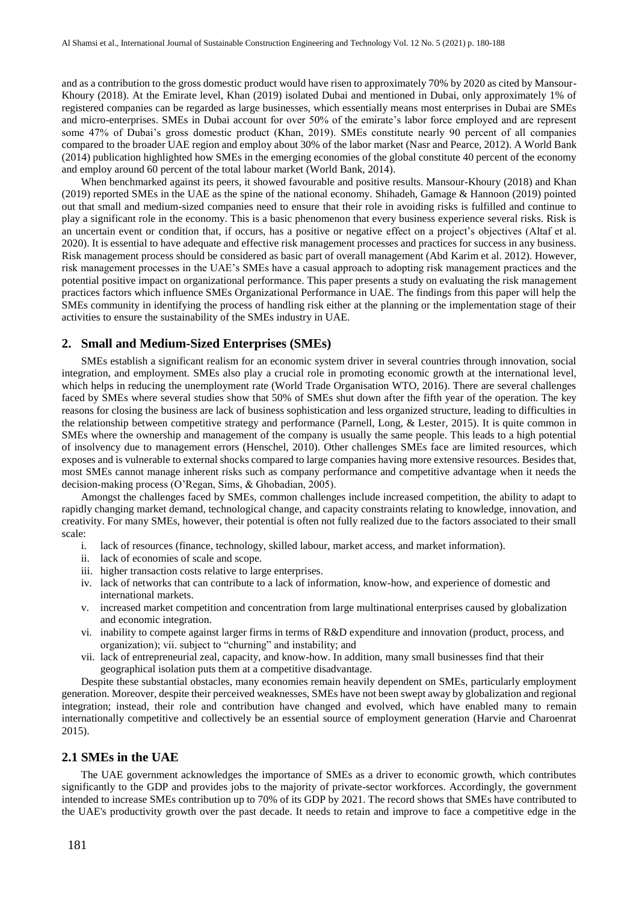and as a contribution to the gross domestic product would have risen to approximately 70% by 2020 as cited by Mansour-Khoury (2018). At the Emirate level, Khan (2019) isolated Dubai and mentioned in Dubai, only approximately 1% of registered companies can be regarded as large businesses, which essentially means most enterprises in Dubai are SMEs and micro-enterprises. SMEs in Dubai account for over 50% of the emirate's labor force employed and are represent some 47% of Dubai's gross domestic product (Khan, 2019). SMEs constitute nearly 90 percent of all companies compared to the broader UAE region and employ about 30% of the labor market (Nasr and Pearce, 2012). A World Bank (2014) publication highlighted how SMEs in the emerging economies of the global constitute 40 percent of the economy and employ around 60 percent of the total labour market (World Bank, 2014).

When benchmarked against its peers, it showed favourable and positive results. Mansour-Khoury (2018) and Khan (2019) reported SMEs in the UAE as the spine of the national economy. Shihadeh, Gamage & Hannoon (2019) pointed out that small and medium-sized companies need to ensure that their role in avoiding risks is fulfilled and continue to play a significant role in the economy. This is a basic phenomenon that every business experience several risks. Risk is an uncertain event or condition that, if occurs, has a positive or negative effect on a project's objectives (Altaf et al. 2020). It is essential to have adequate and effective risk management processes and practices for success in any business. Risk management process should be considered as basic part of overall management (Abd Karim et al. 2012). However, risk management processes in the UAE's SMEs have a casual approach to adopting risk management practices and the potential positive impact on organizational performance. This paper presents a study on evaluating the risk management practices factors which influence SMEs Organizational Performance in UAE. The findings from this paper will help the SMEs community in identifying the process of handling risk either at the planning or the implementation stage of their activities to ensure the sustainability of the SMEs industry in UAE.

## 2. Small and Medium-Sized Enterprises (SMEs)

SMEs establish a significant realism for an economic system driver in several countries through innovation, social integration, and employment. SMEs also play a crucial role in promoting economic growth at the international level, which helps in reducing the unemployment rate (World Trade Organisation WTO, 2016). There are several challenges faced by SMEs where several studies show that 50% of SMEs shut down after the fifth year of the operation. The key reasons for closing the business are lack of business sophistication and less organized structure, leading to difficulties in the relationship between competitive strategy and performance (Parnell, Long, & Lester, 2015). It is quite common in SMEs where the ownership and management of the company is usually the same people. This leads to a high potential of insolvency due to management errors (Henschel, 2010). Other challenges SMEs face are limited resources, which exposes and is vulnerable to external shocks compared to large companies having more extensive resources. Besides that, most SMEs cannot manage inherent risks such as company performance and competitive advantage when it needs the decision-making process (O'Regan, Sims, & Ghobadian, 2005).

Amongst the challenges faced by SMEs, common challenges include increased competition, the ability to adapt to rapidly changing market demand, technological change, and capacity constraints relating to knowledge, innovation, and creativity. For many SMEs, however, their potential is often not fully realized due to the factors associated to their small scale:

i. lack of resources (finance, technology, skilled labour, market access, and market information).
ii. lack of economies of scale and scope.
iii. higher transaction costs relative to large enterprises.
iv. lack of networks that can contribute to a lack of information, know-how, and experience of domestic and international markets.
v. increased market competition and concentration from large multinational enterprises caused by globalization and economic integration.
vi. inability to compete against larger firms in terms of R&D expenditure and innovation (product, process, and organization); vii. subject to "churning" and instability; and
vii. lack of entrepreneurial zeal, capacity, and know-how. In addition, many small businesses find that their geographical isolation puts them at a competitive disadvantage.

Despite these substantial obstacles, many economies remain heavily dependent on SMEs, particularly employment generation. Moreover, despite their perceived weaknesses, SMEs have not been swept away by globalization and regional integration; instead, their role and contribution have changed and evolved, which have enabled many to remain internationally competitive and collectively be an essential source of employment generation (Harvie and Charoenrat 2015).

### 2.1 SMEs in the UAE

The UAE government acknowledges the importance of SMEs as a driver to economic growth, which contributes significantly to the GDP and provides jobs to the majority of private-sector workforces. Accordingly, the government intended to increase SMEs contribution up to 70% of its GDP by 2021. The record shows that SMEs have contributed to the UAE's productivity growth over the past decade. It needs to retain and improve to face a competitive edge in the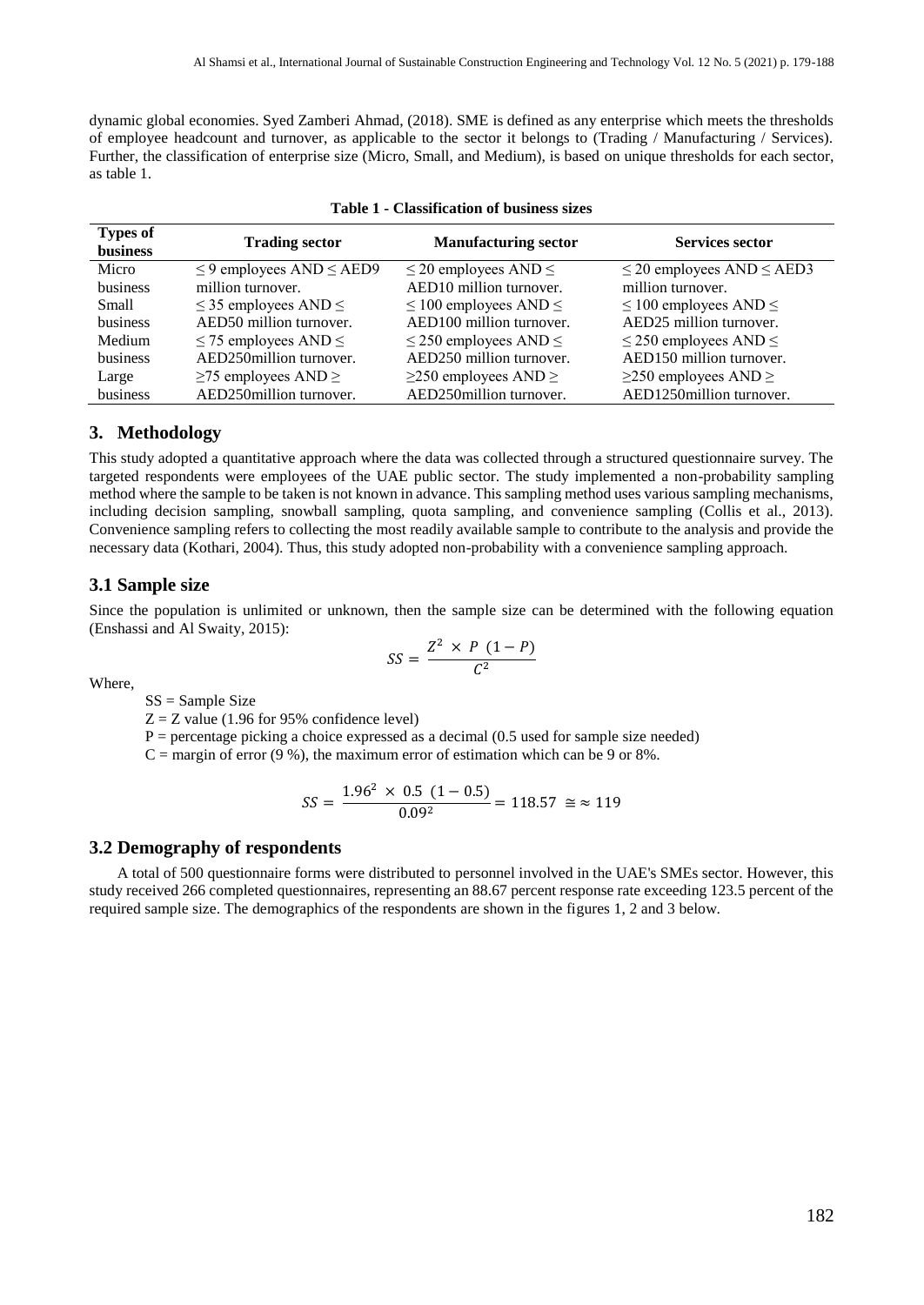dynamic global economies. Syed Zamberi Ahmad, (2018). SME is defined as any enterprise which meets the thresholds of employee headcount and turnover, as applicable to the sector it belongs to (Trading / Manufacturing / Services). Further, the classification of enterprise size (Micro, Small, and Medium), is based on unique thresholds for each sector, as table 1.

**Table 1 - Classification of business sizes**

| Types of business | Trading sector | Manufacturing sector | Services sector |
|---|---|---|---|
| Micro business | ≤ 9 employees AND ≤ AED9 million turnover. | ≤ 20 employees AND ≤ AED10 million turnover. | ≤ 20 employees AND ≤ AED3 million turnover. |
| Small business | ≤ 35 employees AND ≤ AED50 million turnover. | ≤ 100 employees AND ≤ AED100 million turnover. | ≤ 100 employees AND ≤ AED25 million turnover. |
| Medium business | ≤ 75 employees AND ≤ AED250million turnover. | ≤ 250 employees AND ≤ AED250 million turnover. | ≤ 250 employees AND ≤ AED150 million turnover. |
| Large business | ≥75 employees AND ≥ AED250million turnover. | ≥250 employees AND ≥ AED250million turnover. | ≥250 employees AND ≥ AED1250million turnover. |

## 3. Methodology

This study adopted a quantitative approach where the data was collected through a structured questionnaire survey. The targeted respondents were employees of the UAE public sector. The study implemented a non-probability sampling method where the sample to be taken is not known in advance. This sampling method uses various sampling mechanisms, including decision sampling, snowball sampling, quota sampling, and convenience sampling (Collis et al., 2013). Convenience sampling refers to collecting the most readily available sample to contribute to the analysis and provide the necessary data (Kothari, 2004). Thus, this study adopted non-probability with a convenience sampling approach.

### 3.1 Sample size

Since the population is unlimited or unknown, then the sample size can be determined with the following equation (Enshassi and Al Swaity, 2015):

$$SS = \frac{Z^2 \times P \ (1 - P)}{C^2}$$

Where,

SS = Sample Size

Z = Z value (1.96 for 95% confidence level)

P = percentage picking a choice expressed as a decimal (0.5 used for sample size needed)

C = margin of error (9 %), the maximum error of estimation which can be 9 or 8%.

$$SS = \frac{1.96^2 \times 0.5 \ (1 - 0.5)}{0.09^2} = 118.57 \cong \approx 119$$

### 3.2 Demography of respondents

A total of 500 questionnaire forms were distributed to personnel involved in the UAE's SMEs sector. However, this study received 266 completed questionnaires, representing an 88.67 percent response rate exceeding 123.5 percent of the required sample size. The demographics of the respondents are shown in the figures 1, 2 and 3 below.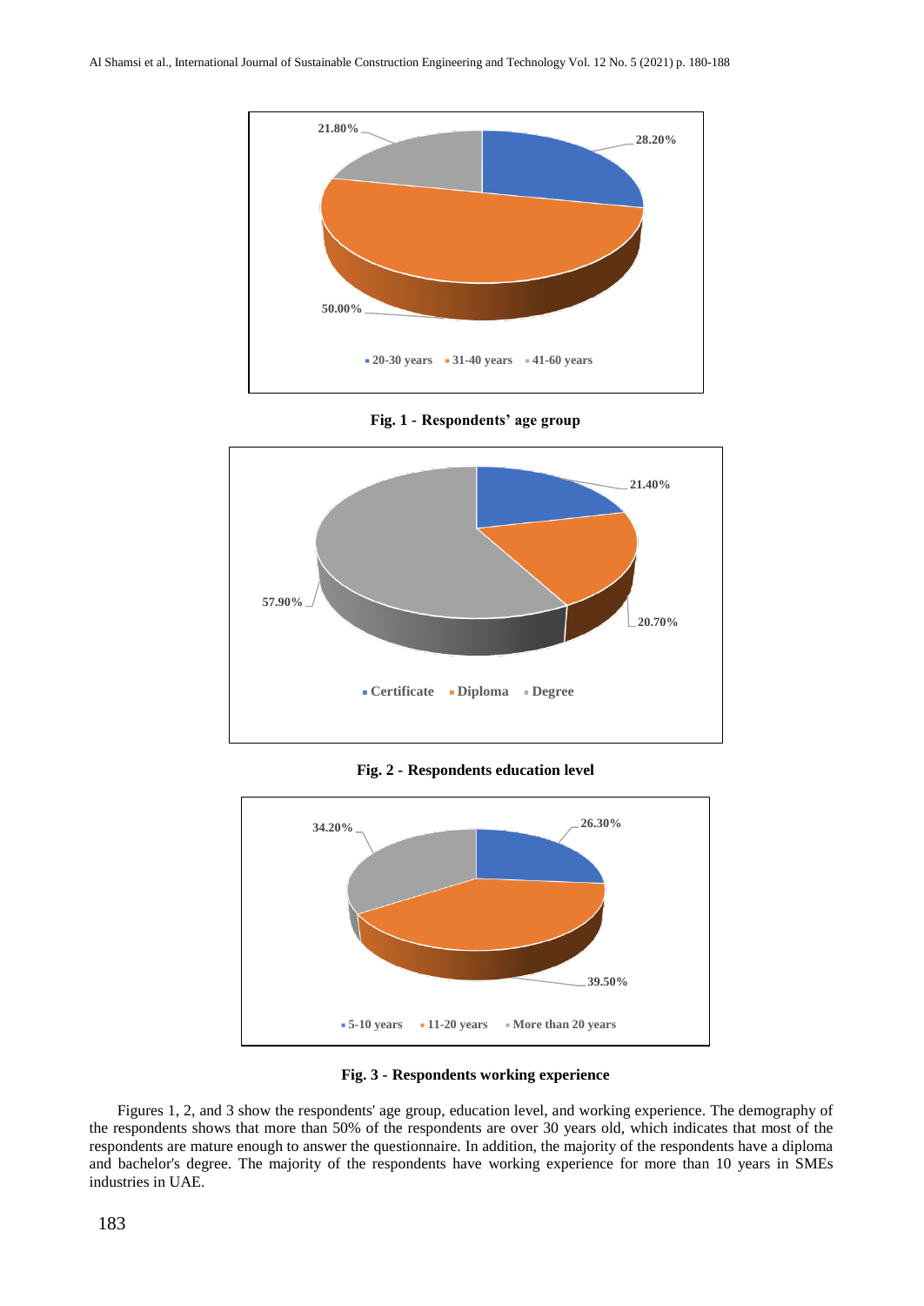Fig. 1 - Respondents' age group

Fig. 2 - Respondents education level

Fig. 3 - Respondents working experience

Figures 1, 2, and 3 show the respondents' age group, education level, and working experience. The demography of the respondents shows that more than 50% of the respondents are over 30 years old, which indicates that most of the respondents are mature enough to answer the questionnaire. In addition, the majority of the respondents have a diploma and bachelor's degree. The majority of the respondents have working experience for more than 10 years in SMEs industries in UAE.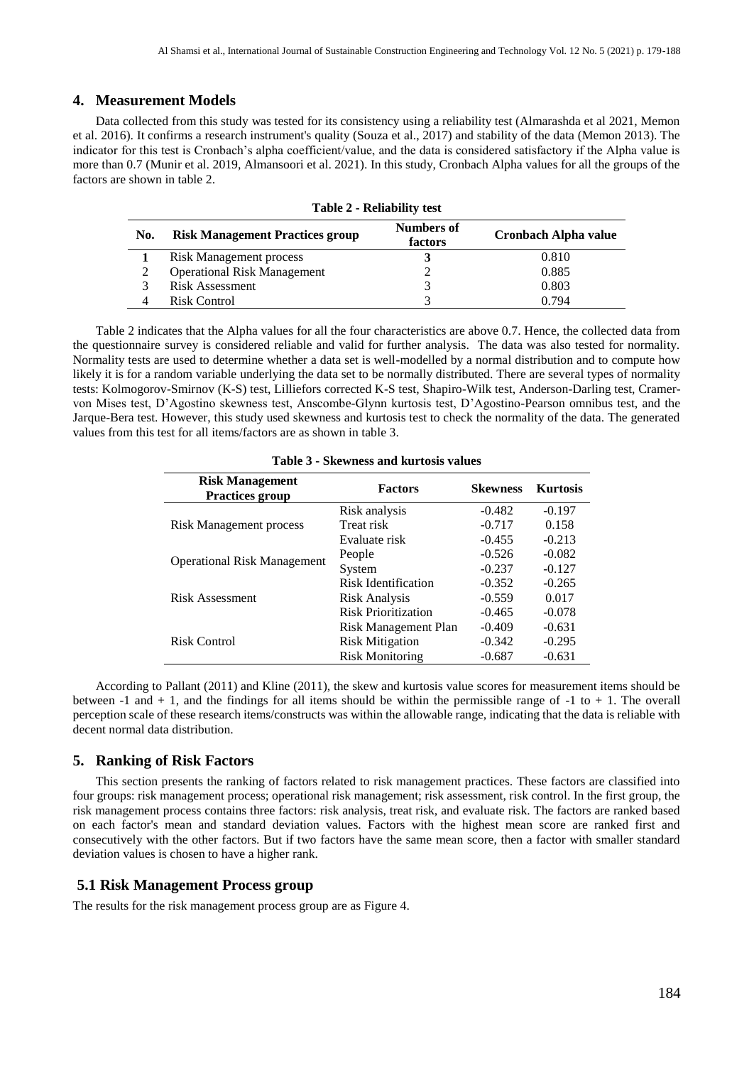## 4. Measurement Models

Data collected from this study was tested for its consistency using a reliability test (Almarashda et al 2021, Memon et al. 2016). It confirms a research instrument's quality (Souza et al., 2017) and stability of the data (Memon 2013). The indicator for this test is Cronbach's alpha coefficient/value, and the data is considered satisfactory if the Alpha value is more than 0.7 (Munir et al. 2019, Almansoori et al. 2021). In this study, Cronbach Alpha values for all the groups of the factors are shown in table 2.

**Table 2 - Reliability test**

| No. | Risk Management Practices group | Numbers of factors | Cronbach Alpha value |
|---|---|---|---|
| **1** | Risk Management process | **3** | 0.810 |
| 2 | Operational Risk Management | 2 | 0.885 |
| 3 | Risk Assessment | 3 | 0.803 |
| 4 | Risk Control | 3 | 0.794 |

Table 2 indicates that the Alpha values for all the four characteristics are above 0.7. Hence, the collected data from the questionnaire survey is considered reliable and valid for further analysis. The data was also tested for normality. Normality tests are used to determine whether a data set is well-modelled by a normal distribution and to compute how likely it is for a random variable underlying the data set to be normally distributed. There are several types of normality tests: Kolmogorov-Smirnov (K-S) test, Lilliefors corrected K-S test, Shapiro-Wilk test, Anderson-Darling test, Cramer-von Mises test, D'Agostino skewness test, Anscombe-Glynn kurtosis test, D'Agostino-Pearson omnibus test, and the Jarque-Bera test. However, this study used skewness and kurtosis test to check the normality of the data. The generated values from this test for all items/factors are as shown in table 3.

**Table 3 - Skewness and kurtosis values**

| Risk Management Practices group | Factors | Skewness | Kurtosis |
|---|---|---|---|
| Risk Management process | Risk analysis | -0.482 | -0.197 |
| | Treat risk | -0.717 | 0.158 |
| | Evaluate risk | -0.455 | -0.213 |
| Operational Risk Management | People | -0.526 | -0.082 |
| | System | -0.237 | -0.127 |
| Risk Assessment | Risk Identification | -0.352 | -0.265 |
| | Risk Analysis | -0.559 | 0.017 |
| | Risk Prioritization | -0.465 | -0.078 |
| Risk Control | Risk Management Plan | -0.409 | -0.631 |
| | Risk Mitigation | -0.342 | -0.295 |
| | Risk Monitoring | -0.687 | -0.631 |

According to Pallant (2011) and Kline (2011), the skew and kurtosis value scores for measurement items should be between -1 and + 1, and the findings for all items should be within the permissible range of -1 to + 1. The overall perception scale of these research items/constructs was within the allowable range, indicating that the data is reliable with decent normal data distribution.

## 5. Ranking of Risk Factors

This section presents the ranking of factors related to risk management practices. These factors are classified into four groups: risk management process; operational risk management; risk assessment, risk control. In the first group, the risk management process contains three factors: risk analysis, treat risk, and evaluate risk. The factors are ranked based on each factor's mean and standard deviation values. Factors with the highest mean score are ranked first and consecutively with the other factors. But if two factors have the same mean score, then a factor with smaller standard deviation values is chosen to have a higher rank.

### 5.1 Risk Management Process group

The results for the risk management process group are as Figure 4.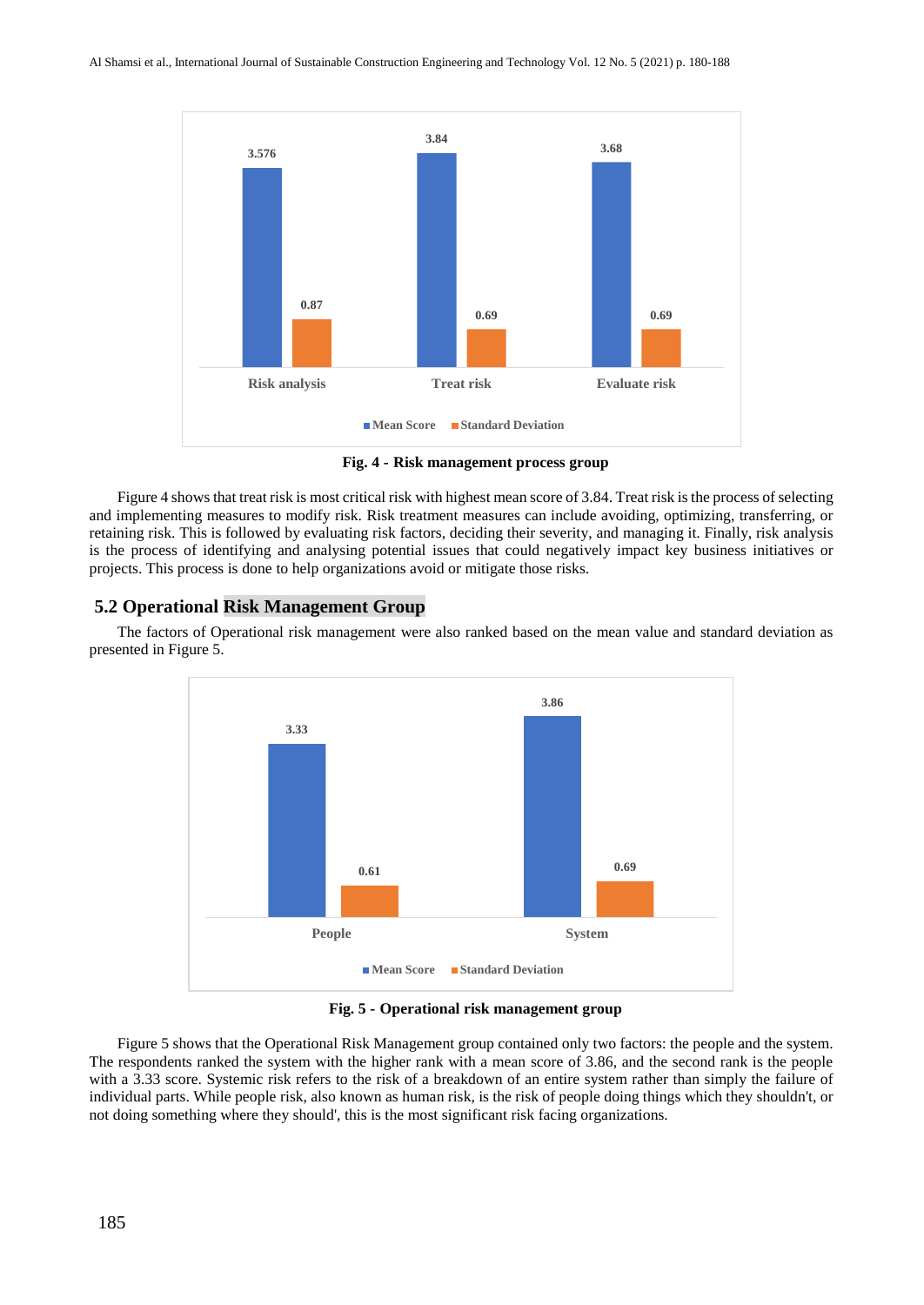Fig. 4 - Risk management process group

Figure 4 shows that treat risk is most critical risk with highest mean score of 3.84. Treat risk is the process of selecting and implementing measures to modify risk. Risk treatment measures can include avoiding, optimizing, transferring, or retaining risk. This is followed by evaluating risk factors, deciding their severity, and managing it. Finally, risk analysis is the process of identifying and analysing potential issues that could negatively impact key business initiatives or projects. This process is done to help organizations avoid or mitigate those risks.

## 5.2 Operational Risk Management Group

The factors of Operational risk management were also ranked based on the mean value and standard deviation as presented in Figure 5.

Fig. 5 - Operational risk management group

Figure 5 shows that the Operational Risk Management group contained only two factors: the people and the system. The respondents ranked the system with the higher rank with a mean score of 3.86, and the second rank is the people with a 3.33 score. Systemic risk refers to the risk of a breakdown of an entire system rather than simply the failure of individual parts. While people risk, also known as human risk, is the risk of people doing things which they shouldn't, or not doing something where they should', this is the most significant risk facing organizations.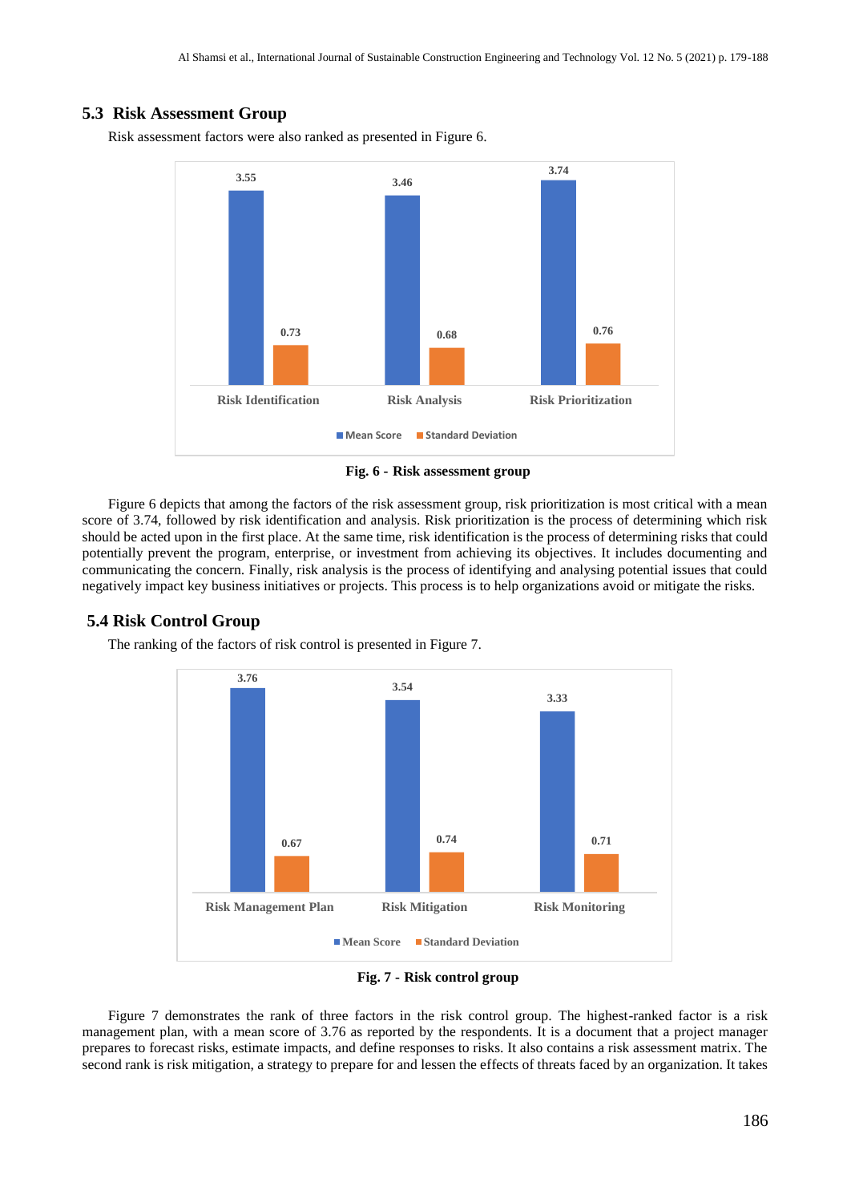## 5.3 Risk Assessment Group

Risk assessment factors were also ranked as presented in Figure 6.

**Fig. 6 - Risk assessment group**

Figure 6 depicts that among the factors of the risk assessment group, risk prioritization is most critical with a mean score of 3.74, followed by risk identification and analysis. Risk prioritization is the process of determining which risk should be acted upon in the first place. At the same time, risk identification is the process of determining risks that could potentially prevent the program, enterprise, or investment from achieving its objectives. It includes documenting and communicating the concern. Finally, risk analysis is the process of identifying and analysing potential issues that could negatively impact key business initiatives or projects. This process is to help organizations avoid or mitigate the risks.

## 5.4 Risk Control Group

The ranking of the factors of risk control is presented in Figure 7.

**Fig. 7 - Risk control group**

Figure 7 demonstrates the rank of three factors in the risk control group. The highest-ranked factor is a risk management plan, with a mean score of 3.76 as reported by the respondents. It is a document that a project manager prepares to forecast risks, estimate impacts, and define responses to risks. It also contains a risk assessment matrix. The second rank is risk mitigation, a strategy to prepare for and lessen the effects of threats faced by an organization. It takes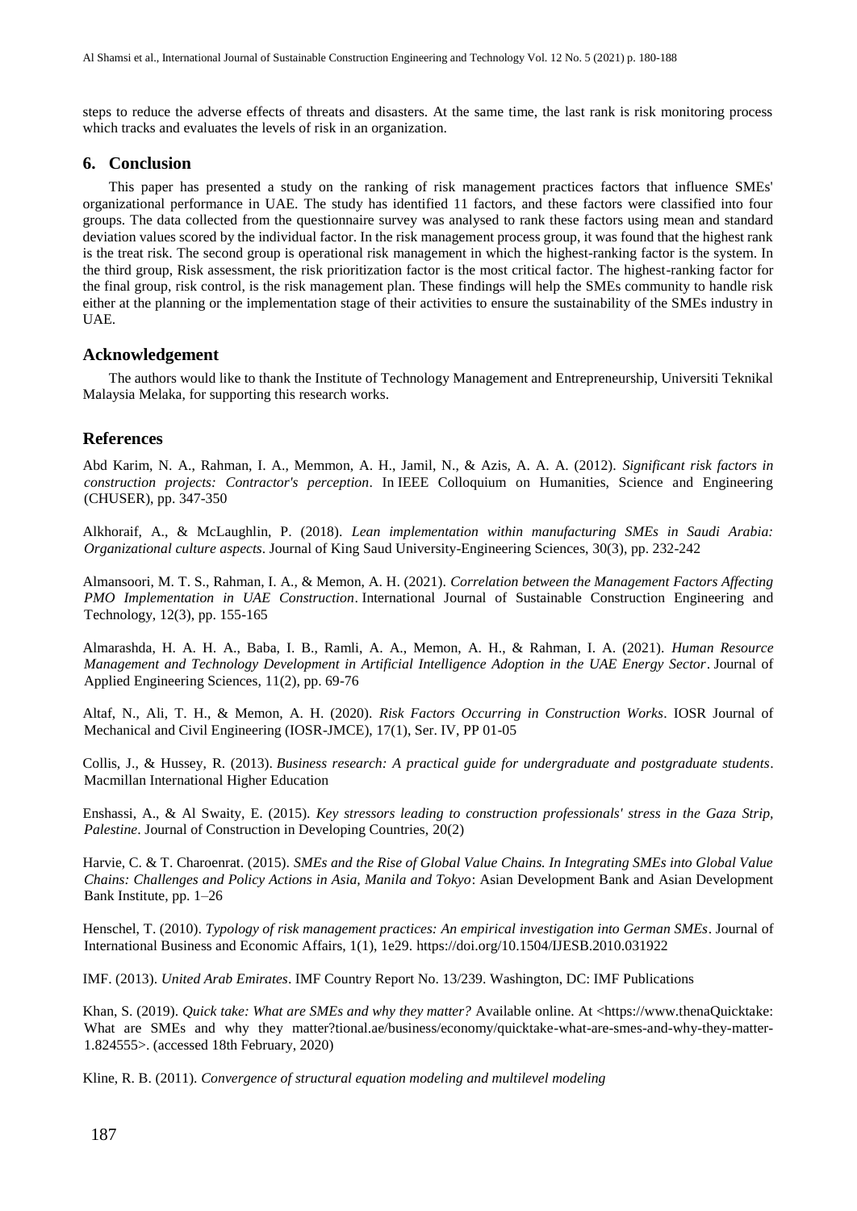steps to reduce the adverse effects of threats and disasters. At the same time, the last rank is risk monitoring process which tracks and evaluates the levels of risk in an organization.

## 6. Conclusion

This paper has presented a study on the ranking of risk management practices factors that influence SMEs' organizational performance in UAE. The study has identified 11 factors, and these factors were classified into four groups. The data collected from the questionnaire survey was analysed to rank these factors using mean and standard deviation values scored by the individual factor. In the risk management process group, it was found that the highest rank is the treat risk. The second group is operational risk management in which the highest-ranking factor is the system. In the third group, Risk assessment, the risk prioritization factor is the most critical factor. The highest-ranking factor for the final group, risk control, is the risk management plan. These findings will help the SMEs community to handle risk either at the planning or the implementation stage of their activities to ensure the sustainability of the SMEs industry in UAE.

## Acknowledgement

The authors would like to thank the Institute of Technology Management and Entrepreneurship, Universiti Teknikal Malaysia Melaka, for supporting this research works.

## References

Abd Karim, N. A., Rahman, I. A., Memmon, A. H., Jamil, N., & Azis, A. A. A. (2012). *Significant risk factors in construction projects: Contractor's perception*. In IEEE Colloquium on Humanities, Science and Engineering (CHUSER), pp. 347-350

Alkhoraif, A., & McLaughlin, P. (2018). *Lean implementation within manufacturing SMEs in Saudi Arabia: Organizational culture aspects*. Journal of King Saud University-Engineering Sciences, 30(3), pp. 232-242

Almansoori, M. T. S., Rahman, I. A., & Memon, A. H. (2021). *Correlation between the Management Factors Affecting PMO Implementation in UAE Construction*. International Journal of Sustainable Construction Engineering and Technology, 12(3), pp. 155-165

Almarashda, H. A. H. A., Baba, I. B., Ramli, A. A., Memon, A. H., & Rahman, I. A. (2021). *Human Resource Management and Technology Development in Artificial Intelligence Adoption in the UAE Energy Sector*. Journal of Applied Engineering Sciences, 11(2), pp. 69-76

Altaf, N., Ali, T. H., & Memon, A. H. (2020). *Risk Factors Occurring in Construction Works*. IOSR Journal of Mechanical and Civil Engineering (IOSR-JMCE), 17(1), Ser. IV, PP 01-05

Collis, J., & Hussey, R. (2013). *Business research: A practical guide for undergraduate and postgraduate students*. Macmillan International Higher Education

Enshassi, A., & Al Swaity, E. (2015). *Key stressors leading to construction professionals' stress in the Gaza Strip, Palestine*. Journal of Construction in Developing Countries, 20(2)

Harvie, C. & T. Charoenrat. (2015). *SMEs and the Rise of Global Value Chains. In Integrating SMEs into Global Value Chains: Challenges and Policy Actions in Asia, Manila and Tokyo*: Asian Development Bank and Asian Development Bank Institute, pp. 1–26

Henschel, T. (2010). *Typology of risk management practices: An empirical investigation into German SMEs*. Journal of International Business and Economic Affairs, 1(1), 1e29. https://doi.org/10.1504/IJESB.2010.031922

IMF. (2013). *United Arab Emirates*. IMF Country Report No. 13/239. Washington, DC: IMF Publications

Khan, S. (2019). *Quick take: What are SMEs and why they matter?* Available online. At <https://www.thenaQuicktake: What are SMEs and why they matter?tional.ae/business/economy/quicktake-what-are-smes-and-why-they-matter-1.824555>. (accessed 18th February, 2020)

Kline, R. B. (2011). *Convergence of structural equation modeling and multilevel modeling*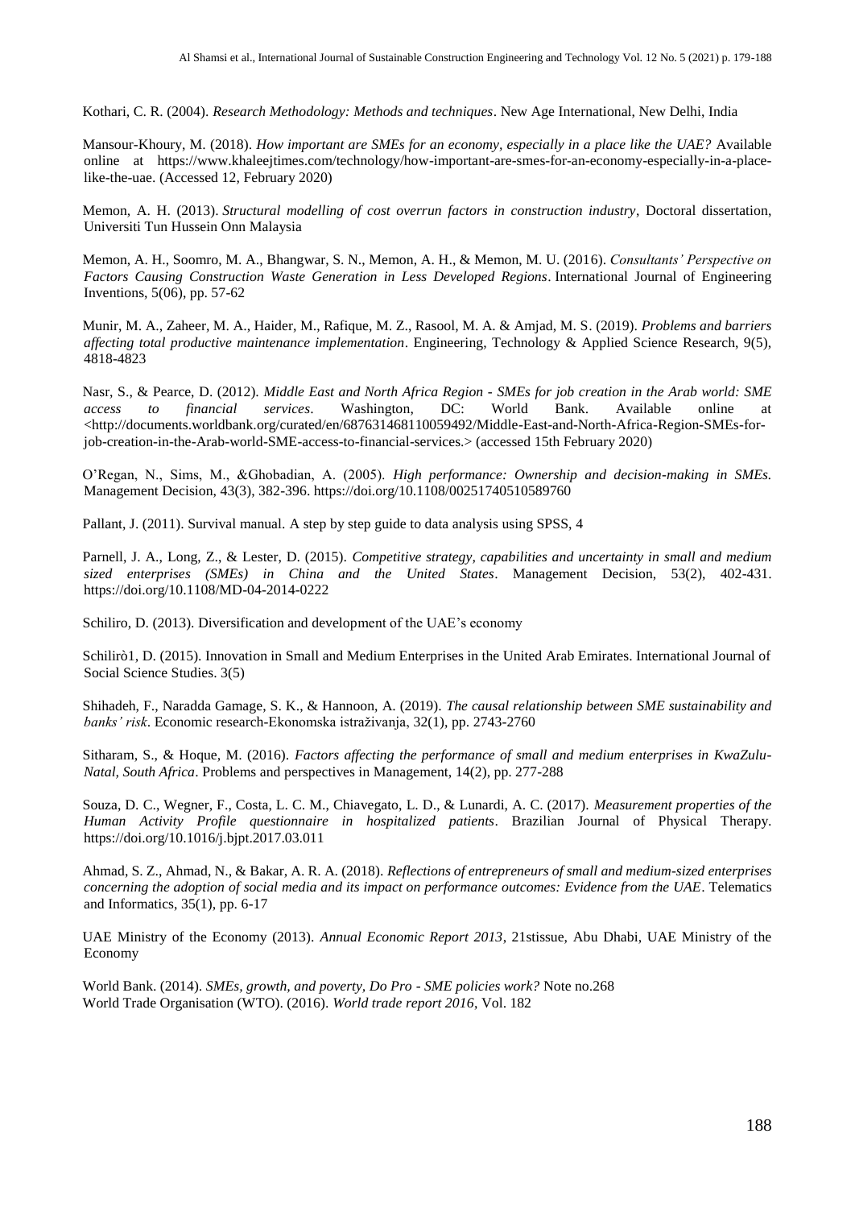Kothari, C. R. (2004). *Research Methodology: Methods and techniques*. New Age International, New Delhi, India

Mansour-Khoury, M. (2018). *How important are SMEs for an economy, especially in a place like the UAE?* Available online at https://www.khaleejtimes.com/technology/how-important-are-smes-for-an-economy-especially-in-a-place-like-the-uae. (Accessed 12, February 2020)

Memon, A. H. (2013). *Structural modelling of cost overrun factors in construction industry*, Doctoral dissertation, Universiti Tun Hussein Onn Malaysia

Memon, A. H., Soomro, M. A., Bhangwar, S. N., Memon, A. H., & Memon, M. U. (2016). *Consultants' Perspective on Factors Causing Construction Waste Generation in Less Developed Regions*. International Journal of Engineering Inventions, 5(06), pp. 57-62

Munir, M. A., Zaheer, M. A., Haider, M., Rafique, M. Z., Rasool, M. A. & Amjad, M. S. (2019). *Problems and barriers affecting total productive maintenance implementation*. Engineering, Technology & Applied Science Research, 9(5), 4818-4823

Nasr, S., & Pearce, D. (2012). *Middle East and North Africa Region - SMEs for job creation in the Arab world: SME access to financial services*. Washington, DC: World Bank. Available online at <http://documents.worldbank.org/curated/en/687631468110059492/Middle-East-and-North-Africa-Region-SMEs-for-job-creation-in-the-Arab-world-SME-access-to-financial-services.> (accessed 15th February 2020)

O'Regan, N., Sims, M., &Ghobadian, A. (2005). *High performance: Ownership and decision-making in SMEs.* Management Decision, 43(3), 382-396. https://doi.org/10.1108/00251740510589760

Pallant, J. (2011). Survival manual. A step by step guide to data analysis using SPSS, 4

Parnell, J. A., Long, Z., & Lester, D. (2015). *Competitive strategy, capabilities and uncertainty in small and medium sized enterprises (SMEs) in China and the United States*. Management Decision, 53(2), 402-431. https://doi.org/10.1108/MD-04-2014-0222

Schiliro, D. (2013). Diversification and development of the UAE's economy

Schilirò1, D. (2015). Innovation in Small and Medium Enterprises in the United Arab Emirates. International Journal of Social Science Studies. 3(5)

Shihadeh, F., Naradda Gamage, S. K., & Hannoon, A. (2019). *The causal relationship between SME sustainability and banks' risk*. Economic research-Ekonomska istraživanja, 32(1), pp. 2743-2760

Sitharam, S., & Hoque, M. (2016). *Factors affecting the performance of small and medium enterprises in KwaZulu-Natal, South Africa*. Problems and perspectives in Management, 14(2), pp. 277-288

Souza, D. C., Wegner, F., Costa, L. C. M., Chiavegato, L. D., & Lunardi, A. C. (2017). *Measurement properties of the Human Activity Profile questionnaire in hospitalized patients*. Brazilian Journal of Physical Therapy. https://doi.org/10.1016/j.bjpt.2017.03.011

Ahmad, S. Z., Ahmad, N., & Bakar, A. R. A. (2018). *Reflections of entrepreneurs of small and medium-sized enterprises concerning the adoption of social media and its impact on performance outcomes: Evidence from the UAE*. Telematics and Informatics, 35(1), pp. 6-17

UAE Ministry of the Economy (2013). *Annual Economic Report 2013*, 21stissue, Abu Dhabi, UAE Ministry of the Economy

World Bank. (2014). *SMEs, growth, and poverty, Do Pro - SME policies work?* Note no.268

World Trade Organisation (WTO). (2016). *World trade report 2016*, Vol. 182